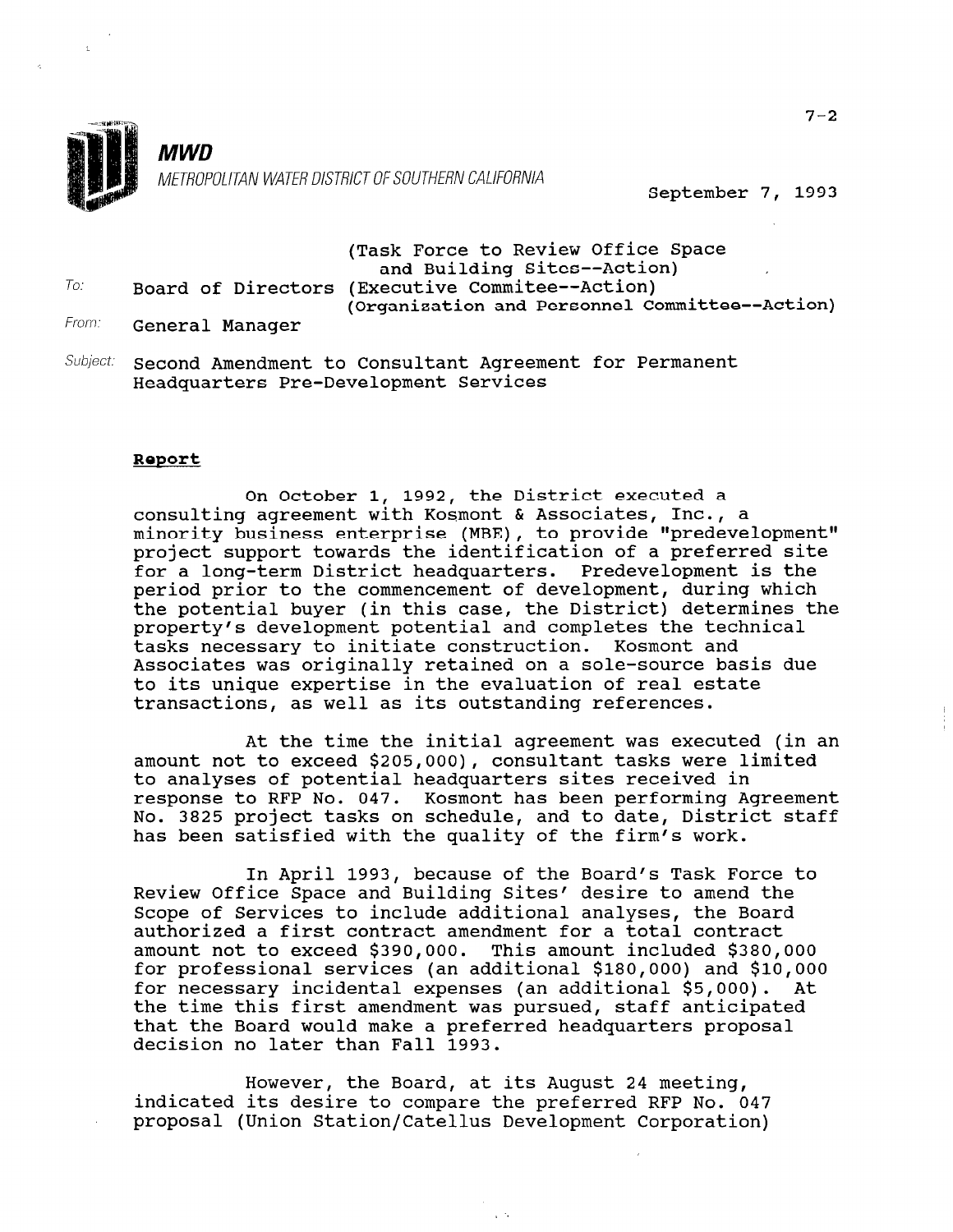**MWD**

METROPOLITAN WATER DISTRICT OF SOUTHERN CALIFORNIA

7-2

September 7, 1993

To: Board of Directors (Task Force to Review Office Space and Building Sites--Action) (Executive Commitee--Action) (Organization and Personnel Committee--Action)

From: General Manager

Subject: Second Amendment to Consultant Agreement for Permanent Headquarters Pre-Development Services

**Report**

On October 1, 1992, the District executed a consulting agreement with Kosmont & Associates, Inc., a minority business enterprise (MBE), to provide "predevelopment" project support towards the identification of a preferred site for a long-term District headquarters. Predevelopment is the period prior to the commencement of development, during which the potential buyer (in this case, the District) determines the property's development potential and completes the technical tasks necessary to initiate construction. Kosmont and Associates was originally retained on a sole-source basis due to its unique expertise in the evaluation of real estate transactions, as well as its outstanding references.

At the time the initial agreement was executed (in an amount not to exceed $205,000), consultant tasks were limited to analyses of potential headquarters sites received in response to RFP No. 047. Kosmont has been performing Agreement No. 3825 project tasks on schedule, and to date, District staff has been satisfied with the quality of the firm's work.

In April 1993, because of the Board's Task Force to Review Office Space and Building Sites' desire to amend the Scope of Services to include additional analyses, the Board authorized a first contract amendment for a total contract amount not to exceed $390,000. This amount included $380,000 for professional services (an additional $180,000) and $10,000 for necessary incidental expenses (an additional $5,000). At the time this first amendment was pursued, staff anticipated that the Board would make a preferred headquarters proposal decision no later than Fall 1993.

However, the Board, at its August 24 meeting, indicated its desire to compare the preferred RFP No. 047 proposal (Union Station/Catellus Development Corporation)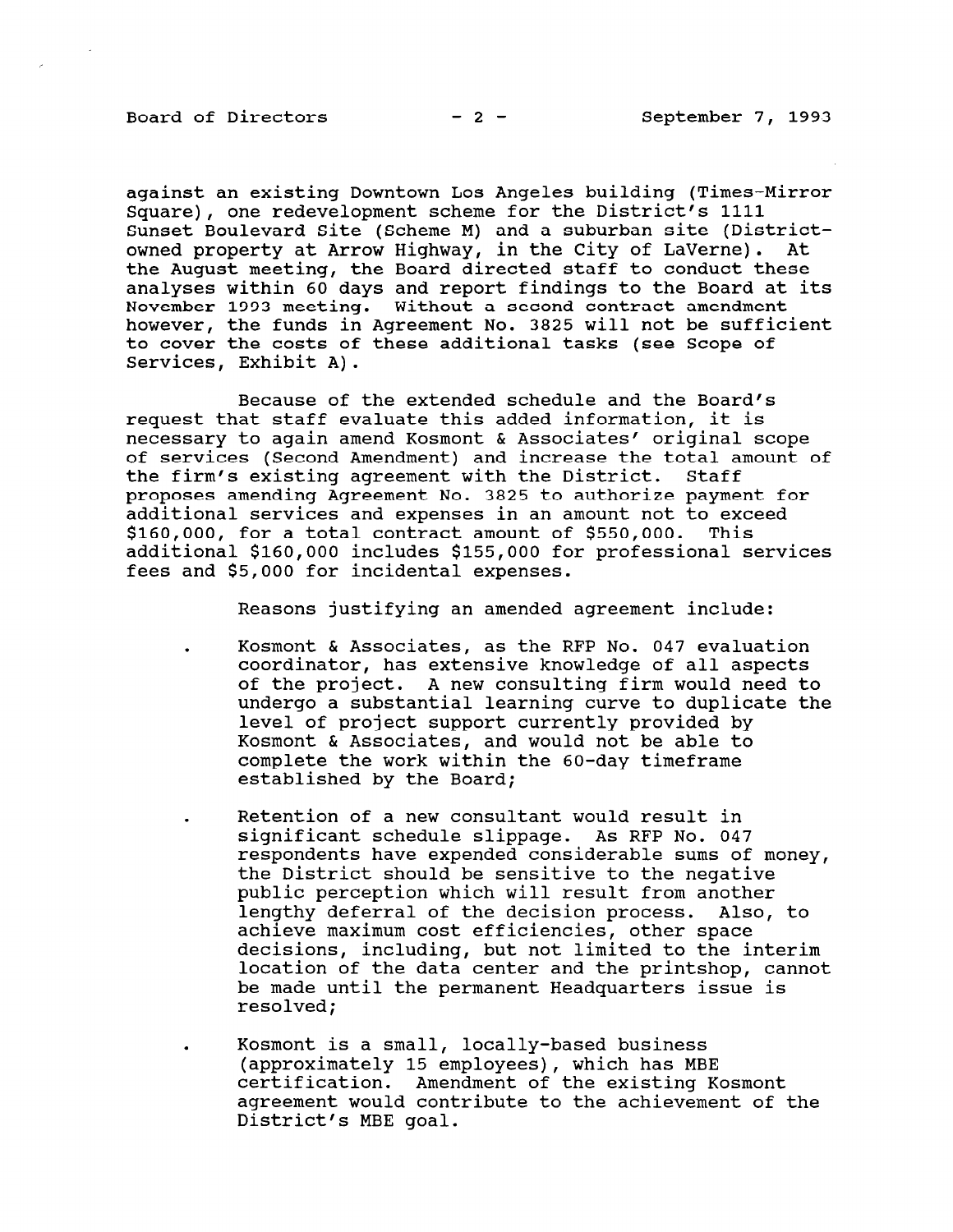against an existing Downtown Los Angeles building (Times-Mirror Square), one redevelopment scheme for the District's 1111 Sunset Boulevard Site (Scheme M) and a suburban site (District-owned property at Arrow Highway, in the City of LaVerne). At the August meeting, the Board directed staff to conduct these analyses within 60 days and report findings to the Board at its November 1993 meeting. Without a second contract amendment however, the funds in Agreement No. 3825 will not be sufficient to cover the costs of these additional tasks (see Scope of Services, Exhibit A).

Because of the extended schedule and the Board's request that staff evaluate this added information, it is necessary to again amend Kosmont & Associates' original scope of services (Second Amendment) and increase the total amount of the firm's existing agreement with the District. Staff proposes amending Agreement No. 3825 to authorize payment for additional services and expenses in an amount not to exceed $160,000, for a total contract amount of $550,000. This additional $160,000 includes $155,000 for professional services fees and $5,000 for incidental expenses.

Reasons justifying an amended agreement include:

- Kosmont & Associates, as the RFP No. 047 evaluation coordinator, has extensive knowledge of all aspects of the project. A new consulting firm would need to undergo a substantial learning curve to duplicate the level of project support currently provided by Kosmont & Associates, and would not be able to complete the work within the 60-day timeframe established by the Board;

- Retention of a new consultant would result in significant schedule slippage. As RFP No. 047 respondents have expended considerable sums of money, the District should be sensitive to the negative public perception which will result from another lengthy deferral of the decision process. Also, to achieve maximum cost efficiencies, other space decisions, including, but not limited to the interim location of the data center and the printshop, cannot be made until the permanent Headquarters issue is resolved;

- Kosmont is a small, locally-based business (approximately 15 employees), which has MBE certification. Amendment of the existing Kosmont agreement would contribute to the achievement of the District's MBE goal.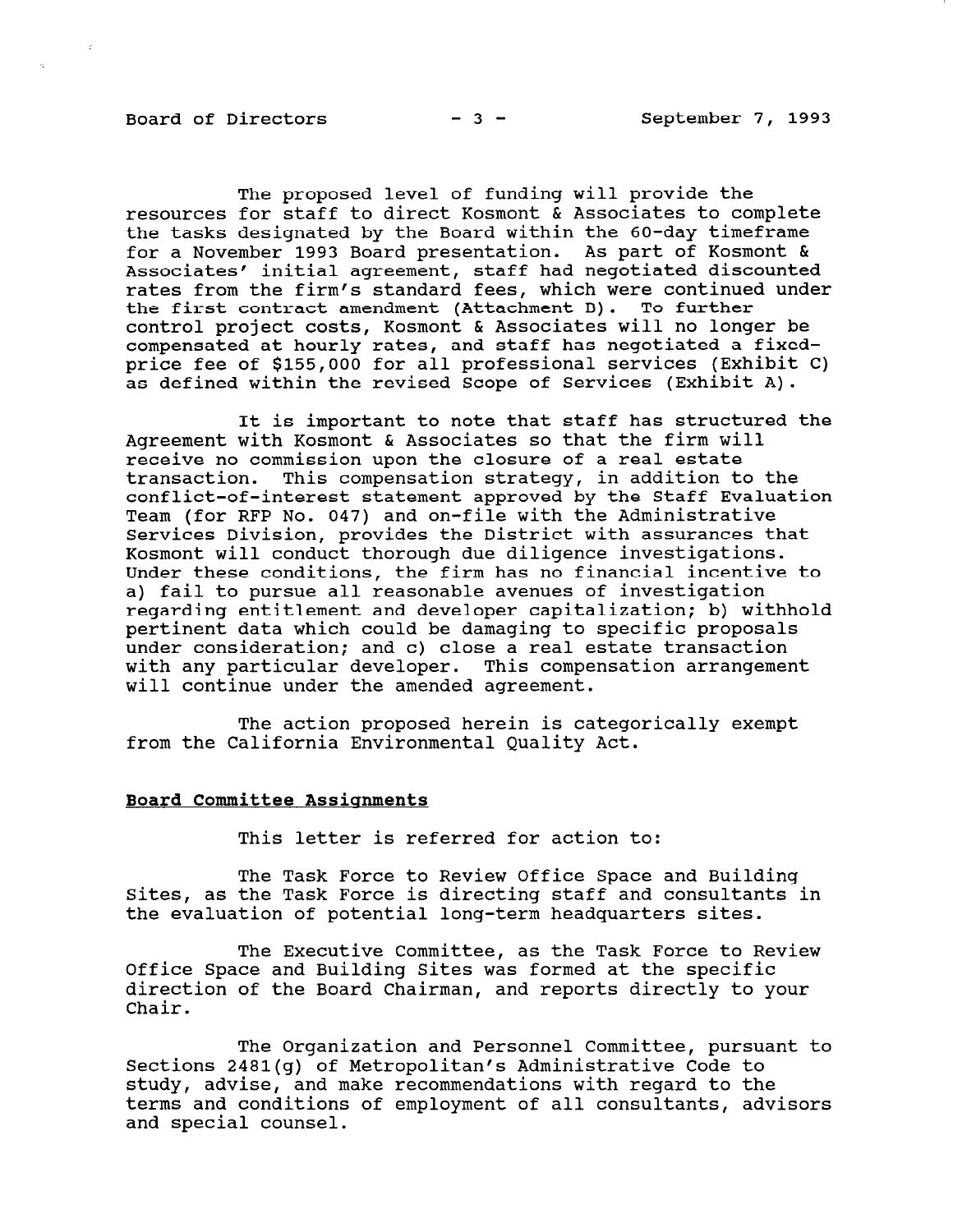The proposed level of funding will provide the resources for staff to direct Kosmont & Associates to complete the tasks designated by the Board within the 60-day timeframe for a November 1993 Board presentation. As part of Kosmont & Associates' initial agreement, staff had negotiated discounted rates from the firm's standard fees, which were continued under the first contract amendment (Attachment D). To further control project costs, Kosmont & Associates will no longer be compensated at hourly rates, and staff has negotiated a fixed-price fee of $155,000 for all professional services (Exhibit C) as defined within the revised Scope of Services (Exhibit A).

It is important to note that staff has structured the Agreement with Kosmont & Associates so that the firm will receive no commission upon the closure of a real estate transaction. This compensation strategy, in addition to the conflict-of-interest statement approved by the Staff Evaluation Team (for RFP No. 047) and on-file with the Administrative Services Division, provides the District with assurances that Kosmont will conduct thorough due diligence investigations. Under these conditions, the firm has no financial incentive to a) fail to pursue all reasonable avenues of investigation regarding entitlement and developer capitalization; b) withhold pertinent data which could be damaging to specific proposals under consideration; and c) close a real estate transaction with any particular developer. This compensation arrangement will continue under the amended agreement.

The action proposed herein is categorically exempt from the California Environmental Quality Act.

**Board Committee Assignments**

This letter is referred for action to:

The Task Force to Review Office Space and Building Sites, as the Task Force is directing staff and consultants in the evaluation of potential long-term headquarters sites.

The Executive Committee, as the Task Force to Review Office Space and Building Sites was formed at the specific direction of the Board Chairman, and reports directly to your Chair.

The Organization and Personnel Committee, pursuant to Sections 2481(g) of Metropolitan's Administrative Code to study, advise, and make recommendations with regard to the terms and conditions of employment of all consultants, advisors and special counsel.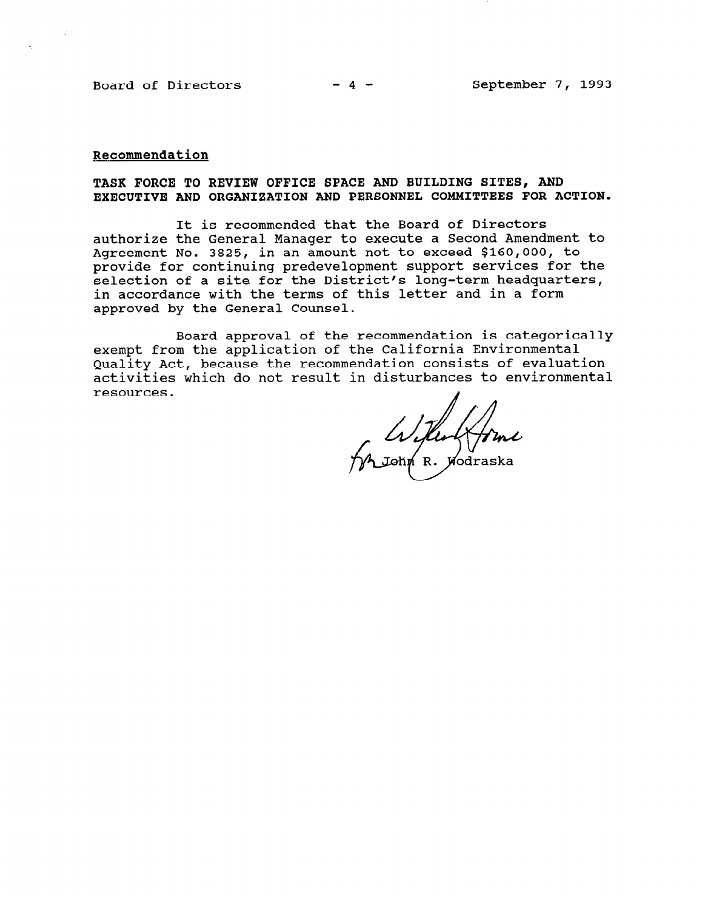## Recommendation

**TASK FORCE TO REVIEW OFFICE SPACE AND BUILDING SITES, AND EXECUTIVE AND ORGANIZATION AND PERSONNEL COMMITTEES FOR ACTION.**

It is recommended that the Board of Directors authorize the General Manager to execute a Second Amendment to Agreement No. 3825, in an amount not to exceed $160,000, to provide for continuing predevelopment support services for the selection of a site for the District's long-term headquarters, in accordance with the terms of this letter and in a form approved by the General Counsel.

Board approval of the recommendation is categorically exempt from the application of the California Environmental Quality Act, because the recommendation consists of evaluation activities which do not result in disturbances to environmental resources.

for John R. Wodraska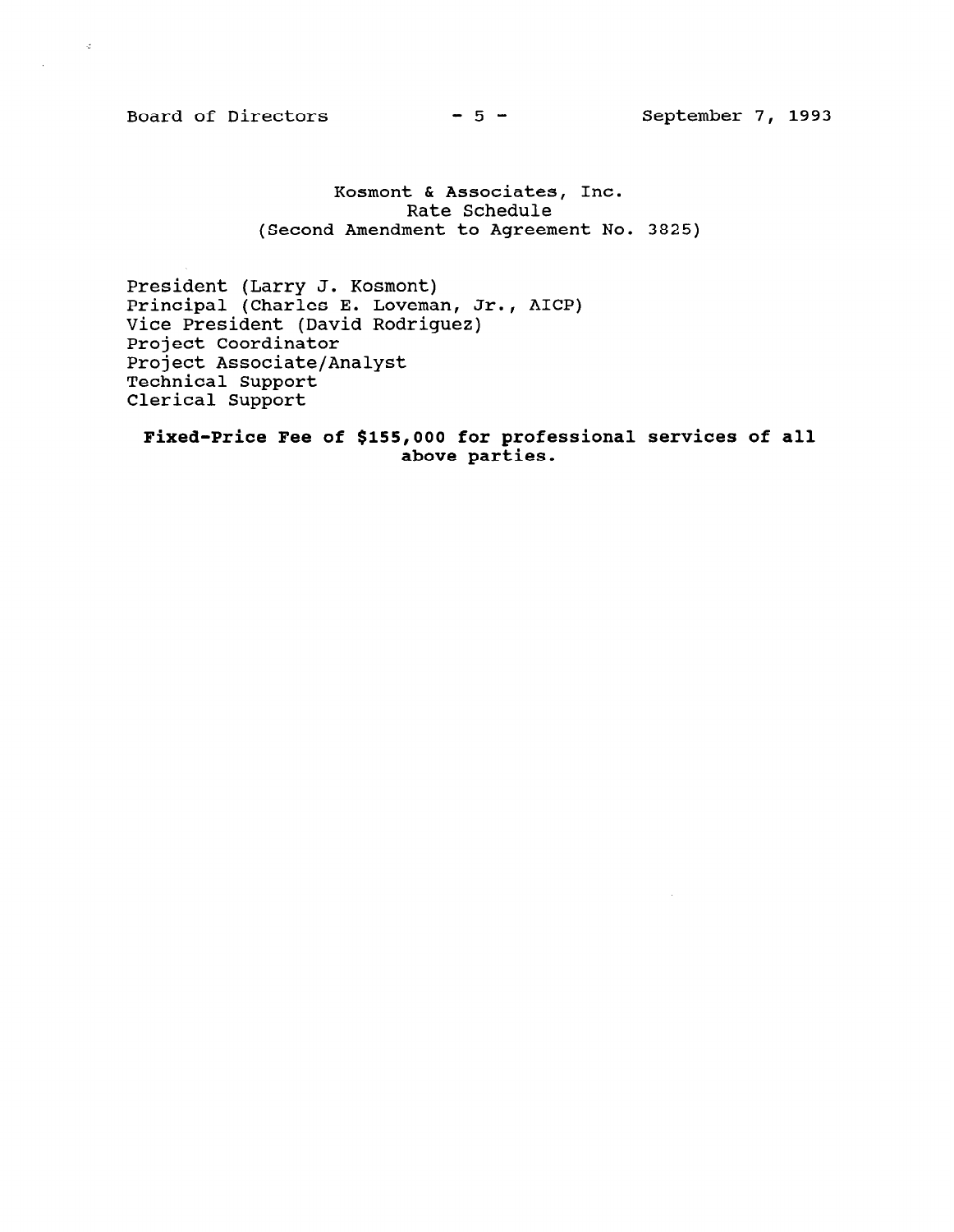Kosmont & Associates, Inc.
Rate Schedule
(Second Amendment to Agreement No. 3825)

President (Larry J. Kosmont)
Principal (Charles E. Loveman, Jr., AICP)
Vice President (David Rodriguez)
Project Coordinator
Project Associate/Analyst
Technical Support
Clerical Support

**Fixed-Price Fee of $155,000 for professional services of all above parties.**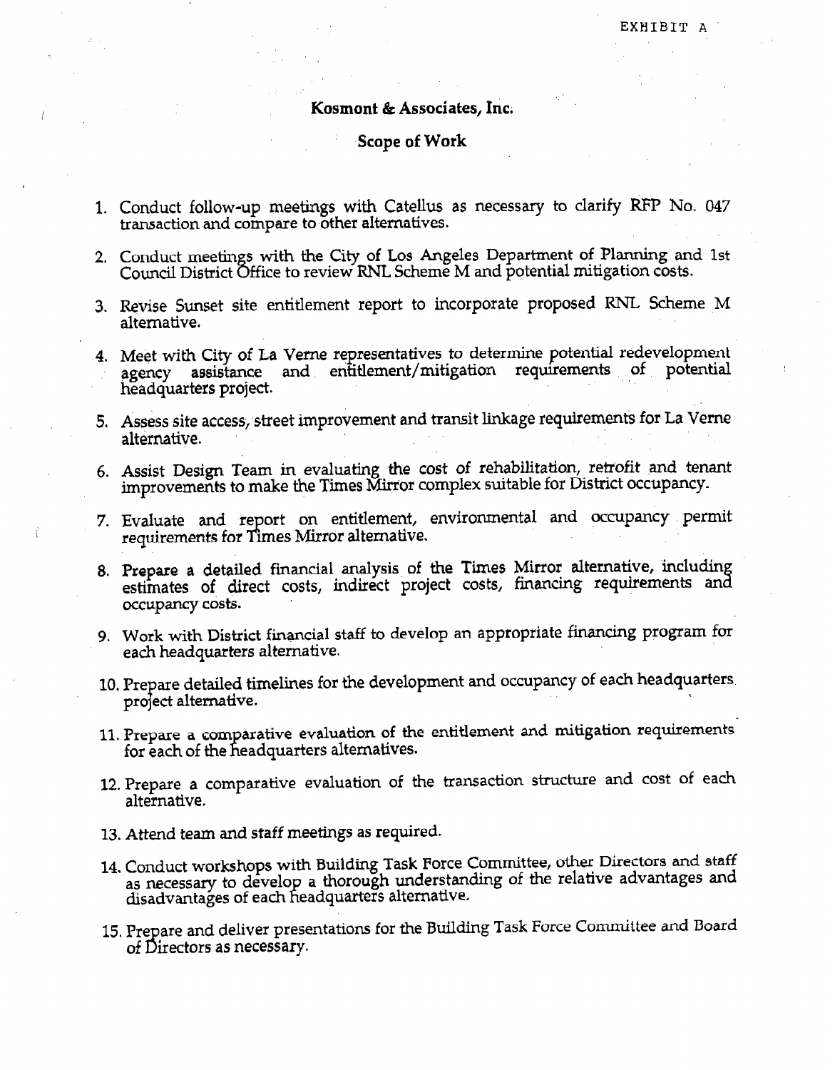EXHIBIT A

## Kosmont & Associates, Inc.

### Scope of Work

1. Conduct follow-up meetings with Catellus as necessary to clarify RFP No. 047 transaction and compare to other alternatives.

2. Conduct meetings with the City of Los Angeles Department of Planning and 1st Council District Office to review RNL Scheme M and potential mitigation costs.

3. Revise Sunset site entitlement report to incorporate proposed RNL Scheme M alternative.

4. Meet with City of La Verne representatives to determine potential redevelopment agency assistance and entitlement/mitigation requirements of potential headquarters project.

5. Assess site access, street improvement and transit linkage requirements for La Verne alternative.

6. Assist Design Team in evaluating the cost of rehabilitation, retrofit and tenant improvements to make the Times Mirror complex suitable for District occupancy.

7. Evaluate and report on entitlement, environmental and occupancy permit requirements for Times Mirror alternative.

8. Prepare a detailed financial analysis of the Times Mirror alternative, including estimates of direct costs, indirect project costs, financing requirements and occupancy costs.

9. Work with District financial staff to develop an appropriate financing program for each headquarters alternative.

10. Prepare detailed timelines for the development and occupancy of each headquarters project alternative.

11. Prepare a comparative evaluation of the entitlement and mitigation requirements for each of the headquarters alternatives.

12. Prepare a comparative evaluation of the transaction structure and cost of each alternative.

13. Attend team and staff meetings as required.

14. Conduct workshops with Building Task Force Committee, other Directors and staff as necessary to develop a thorough understanding of the relative advantages and disadvantages of each headquarters alternative.

15. Prepare and deliver presentations for the Building Task Force Committee and Board of Directors as necessary.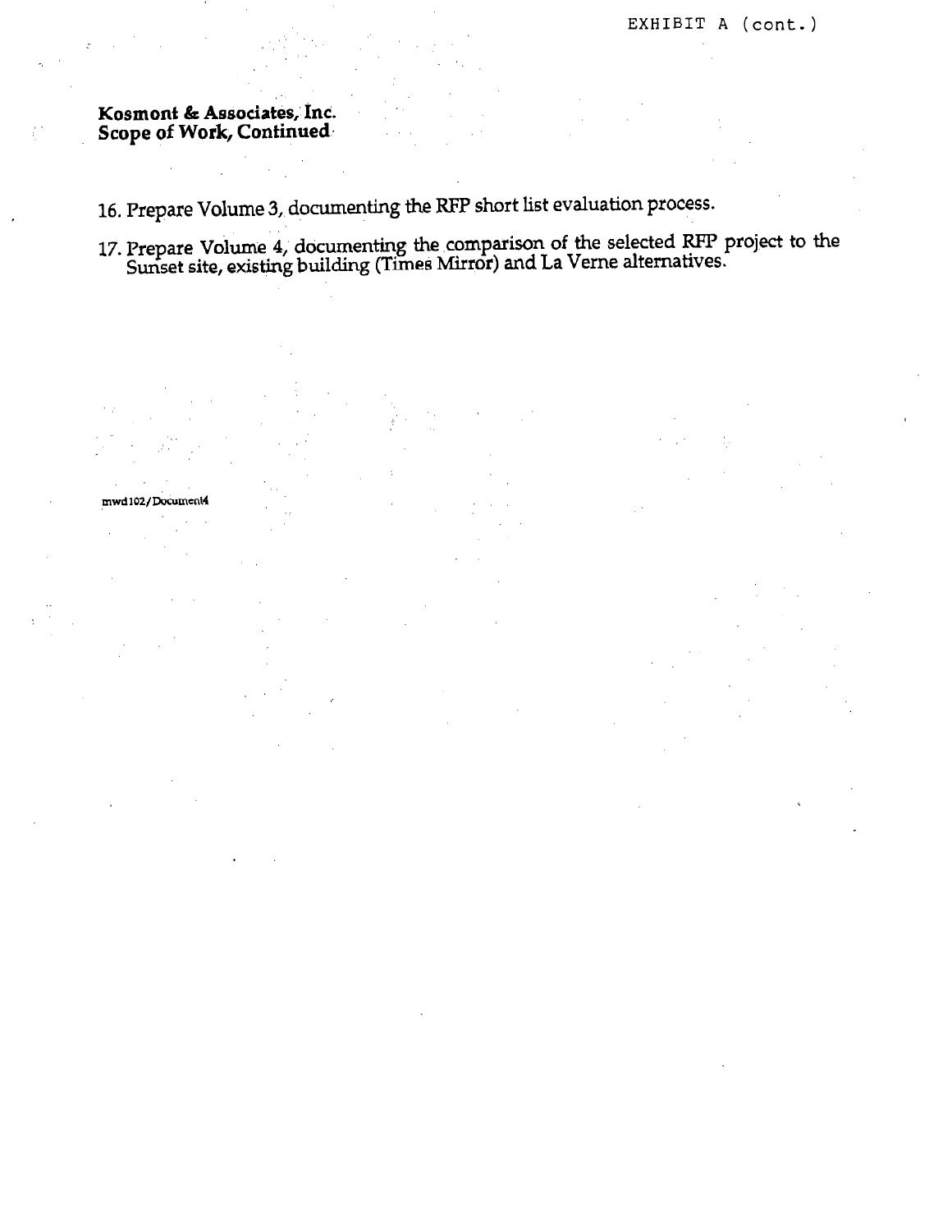EXHIBIT A (cont.)

**Kosmont & Associates, Inc.**
**Scope of Work, Continued**

16. Prepare Volume 3, documenting the RFP short list evaluation process.

17. Prepare Volume 4, documenting the comparison of the selected RFP project to the Sunset site, existing building (Times Mirror) and La Verne alternatives.

mwd102/Document4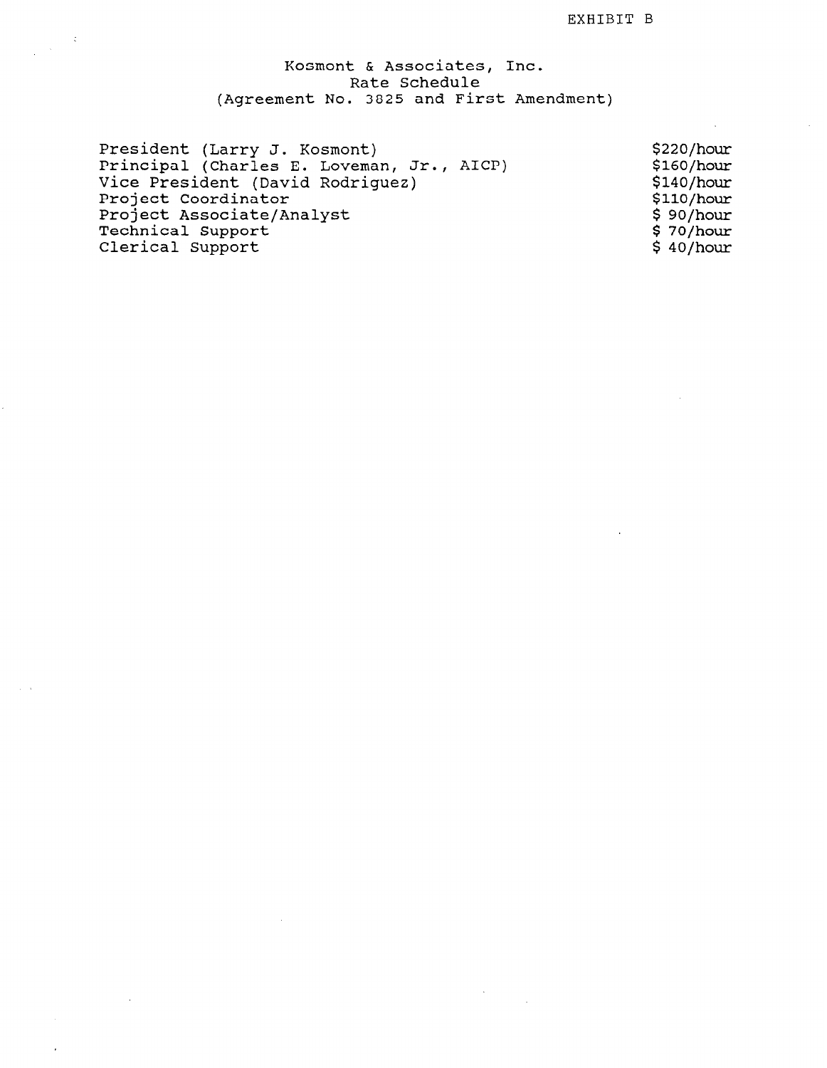EXHIBIT B

# Kosmont & Associates, Inc.
## Rate Schedule
### (Agreement No. 3825 and First Amendment)

| Position | Rate |
|---|---|
| President (Larry J. Kosmont) | $220/hour |
| Principal (Charles E. Loveman, Jr., AICP) | $160/hour |
| Vice President (David Rodriguez) | $140/hour |
| Project Coordinator | $110/hour |
| Project Associate/Analyst | $ 90/hour |
| Technical Support | $ 70/hour |
| Clerical Support | $ 40/hour |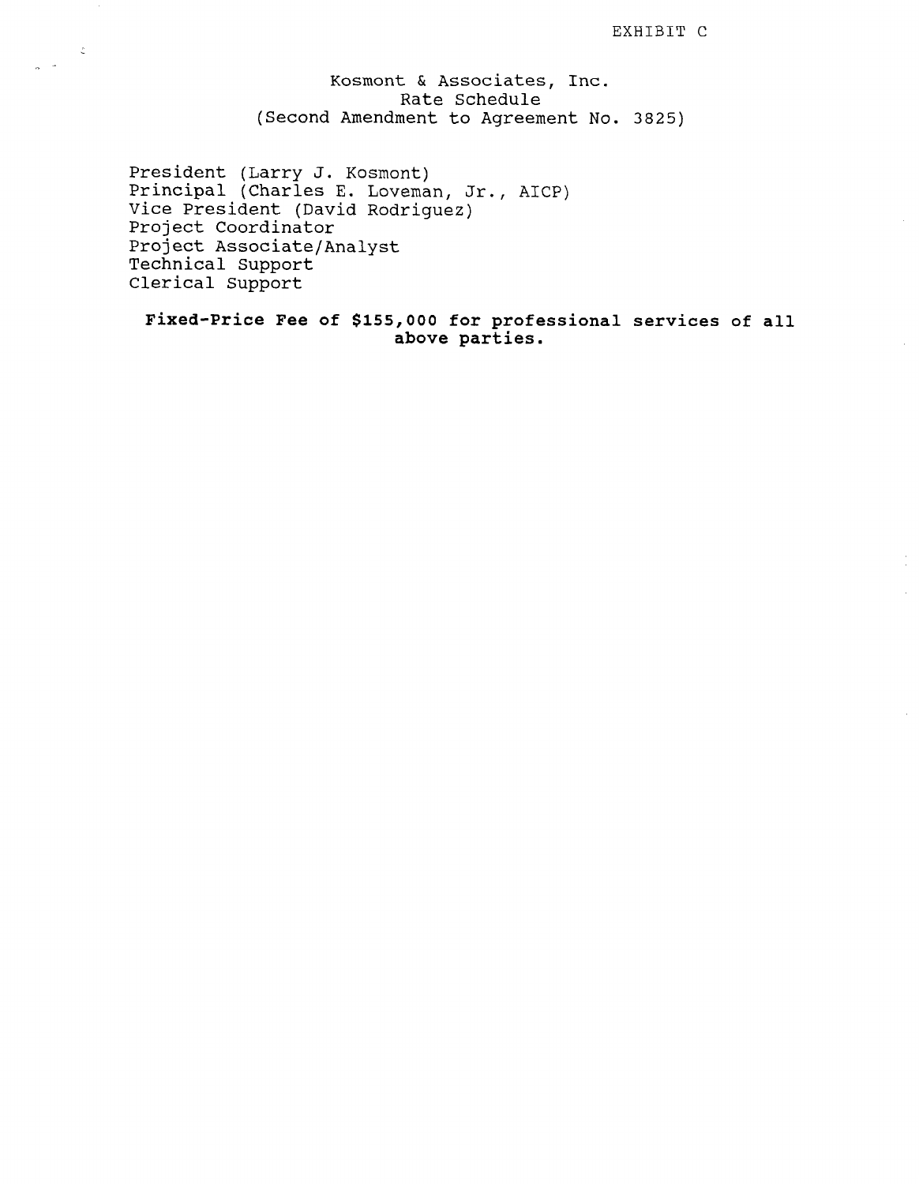EXHIBIT C

# Kosmont & Associates, Inc.
## Rate Schedule
## (Second Amendment to Agreement No. 3825)

President (Larry J. Kosmont)
Principal (Charles E. Loveman, Jr., AICP)
Vice President (David Rodriguez)
Project Coordinator
Project Associate/Analyst
Technical Support
Clerical Support

**Fixed-Price Fee of $155,000 for professional services of all above parties.**